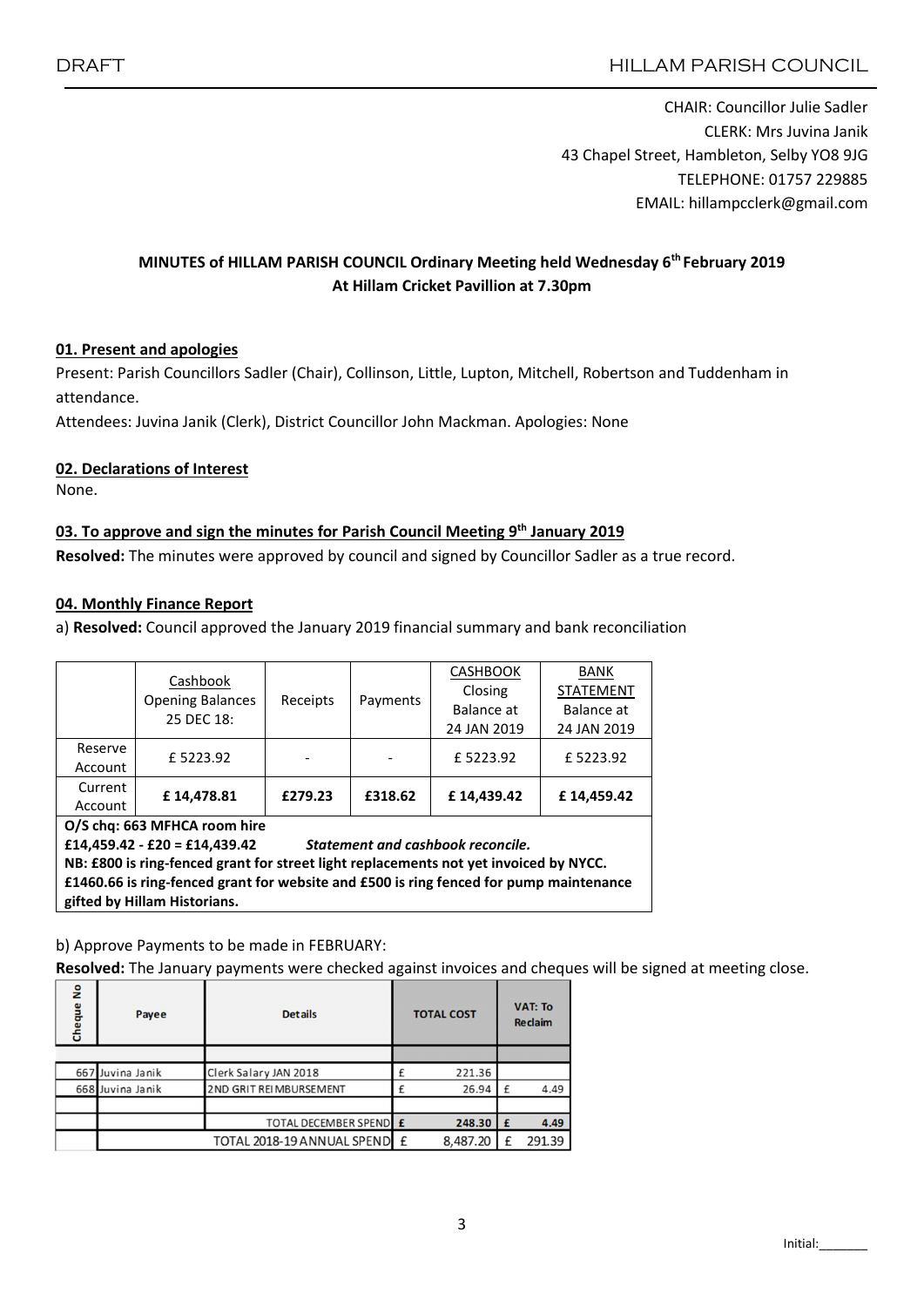DRAFT

HILLAM PARISH COUNCIL

CHAIR: Councillor Julie Sadler
CLERK: Mrs Juvina Janik
43 Chapel Street, Hambleton, Selby YO8 9JG
TELEPHONE: 01757 229885
EMAIL: hillampcclerk@gmail.com

**MINUTES of HILLAM PARISH COUNCIL Ordinary Meeting held Wednesday 6th February 2019**
**At Hillam Cricket Pavillion at 7.30pm**

## 01. Present and apologies

Present: Parish Councillors Sadler (Chair), Collinson, Little, Lupton, Mitchell, Robertson and Tuddenham in attendance.

Attendees: Juvina Janik (Clerk), District Councillor John Mackman. Apologies: None

## 02. Declarations of Interest

None.

## 03. To approve and sign the minutes for Parish Council Meeting 9th January 2019

**Resolved:** The minutes were approved by council and signed by Councillor Sadler as a true record.

## 04. Monthly Finance Report

a) **Resolved:** Council approved the January 2019 financial summary and bank reconciliation

| | Cashbook Opening Balances 25 DEC 18: | Receipts | Payments | CASHBOOK Closing Balance at 24 JAN 2019 | BANK STATEMENT Balance at 24 JAN 2019 |
|---|---|---|---|---|---|
| Reserve Account | £ 5223.92 | - | - | £ 5223.92 | £ 5223.92 |
| Current Account | **£ 14,478.81** | **£279.23** | **£318.62** | **£ 14,439.42** | **£ 14,459.42** |

**O/S chq: 663 MFHCA room hire**
**£14,459.42 - £20 = £14,439.42** ***Statement and cashbook reconcile.***
**NB: £800 is ring-fenced grant for street light replacements not yet invoiced by NYCC.**
**£1460.66 is ring-fenced grant for website and £500 is ring fenced for pump maintenance gifted by Hillam Historians.**

b) Approve Payments to be made in FEBRUARY:

**Resolved:** The January payments were checked against invoices and cheques will be signed at meeting close.

| Cheque No | Payee | Details | TOTAL COST | VAT: To Reclaim |
|---|---|---|---|---|
| | | | | |
| 667 | Juvina Janik | Clerk Salary JAN 2018 | £ 221.36 | |
| 668 | Juvina Janik | 2ND GRIT REIMBURSEMENT | £ 26.94 | £ 4.49 |
| | | | | |
| | | TOTAL DECEMBER SPEND | **£ 248.30** | **£ 4.49** |
| | | TOTAL 2018-19 ANNUAL SPEND | £ 8,487.20 | £ 291.39 |

Initial:_______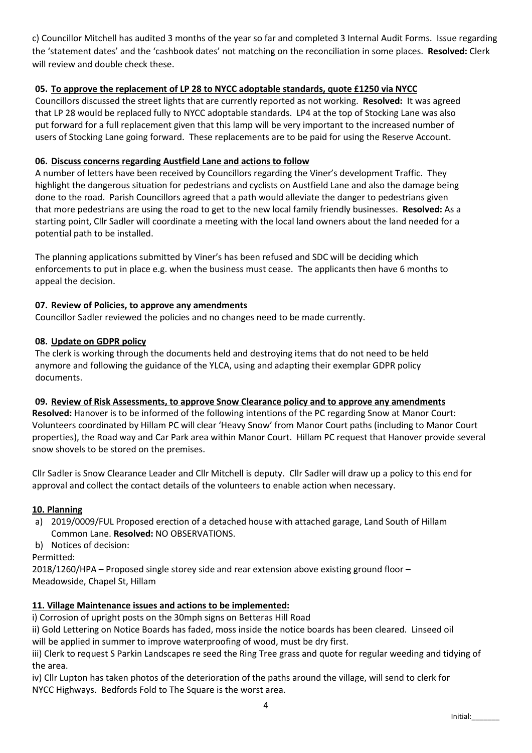c) Councillor Mitchell has audited 3 months of the year so far and completed 3 Internal Audit Forms. Issue regarding the 'statement dates' and the 'cashbook dates' not matching on the reconciliation in some places. **Resolved:** Clerk will review and double check these.

**05. To approve the replacement of LP 28 to NYCC adoptable standards, quote £1250 via NYCC**

Councillors discussed the street lights that are currently reported as not working. **Resolved:** It was agreed that LP 28 would be replaced fully to NYCC adoptable standards. LP4 at the top of Stocking Lane was also put forward for a full replacement given that this lamp will be very important to the increased number of users of Stocking Lane going forward. These replacements are to be paid for using the Reserve Account.

**06. Discuss concerns regarding Austfield Lane and actions to follow**

A number of letters have been received by Councillors regarding the Viner's development Traffic. They highlight the dangerous situation for pedestrians and cyclists on Austfield Lane and also the damage being done to the road. Parish Councillors agreed that a path would alleviate the danger to pedestrians given that more pedestrians are using the road to get to the new local family friendly businesses. **Resolved:** As a starting point, Cllr Sadler will coordinate a meeting with the local land owners about the land needed for a potential path to be installed.

The planning applications submitted by Viner's has been refused and SDC will be deciding which enforcements to put in place e.g. when the business must cease. The applicants then have 6 months to appeal the decision.

**07. Review of Policies, to approve any amendments**

Councillor Sadler reviewed the policies and no changes need to be made currently.

**08. Update on GDPR policy**

The clerk is working through the documents held and destroying items that do not need to be held anymore and following the guidance of the YLCA, using and adapting their exemplar GDPR policy documents.

**09. Review of Risk Assessments, to approve Snow Clearance policy and to approve any amendments**

**Resolved:** Hanover is to be informed of the following intentions of the PC regarding Snow at Manor Court: Volunteers coordinated by Hillam PC will clear 'Heavy Snow' from Manor Court paths (including to Manor Court properties), the Road way and Car Park area within Manor Court. Hillam PC request that Hanover provide several snow shovels to be stored on the premises.

Cllr Sadler is Snow Clearance Leader and Cllr Mitchell is deputy. Cllr Sadler will draw up a policy to this end for approval and collect the contact details of the volunteers to enable action when necessary.

**10. Planning**

a) 2019/0009/FUL Proposed erection of a detached house with attached garage, Land South of Hillam Common Lane. **Resolved:** NO OBSERVATIONS.

b) Notices of decision:

Permitted:

2018/1260/HPA – Proposed single storey side and rear extension above existing ground floor – Meadowside, Chapel St, Hillam

**11. Village Maintenance issues and actions to be implemented:**

i) Corrosion of upright posts on the 30mph signs on Betteras Hill Road

ii) Gold Lettering on Notice Boards has faded, moss inside the notice boards has been cleared. Linseed oil will be applied in summer to improve waterproofing of wood, must be dry first.

iii) Clerk to request S Parkin Landscapes re seed the Ring Tree grass and quote for regular weeding and tidying of the area.

iv) Cllr Lupton has taken photos of the deterioration of the paths around the village, will send to clerk for NYCC Highways. Bedfords Fold to The Square is the worst area.

Initial:_______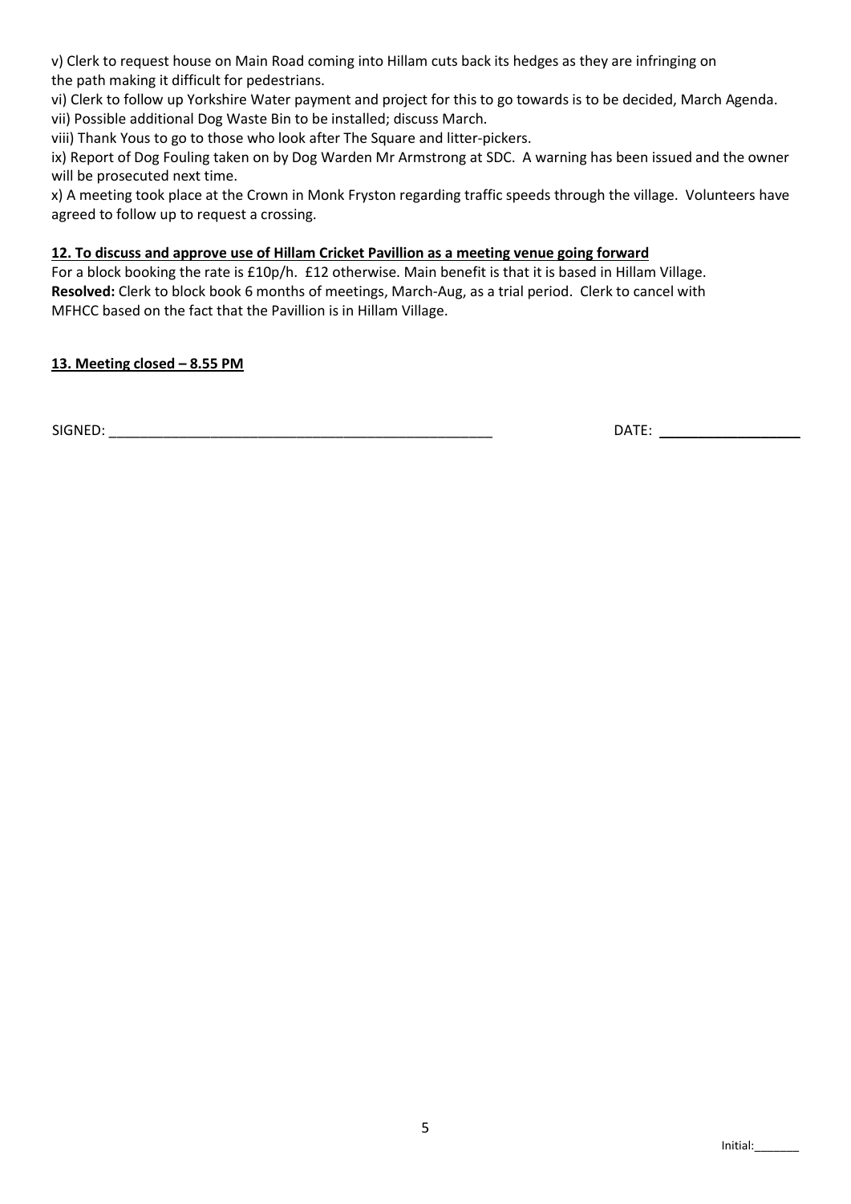v) Clerk to request house on Main Road coming into Hillam cuts back its hedges as they are infringing on the path making it difficult for pedestrians.

vi) Clerk to follow up Yorkshire Water payment and project for this to go towards is to be decided, March Agenda.

vii) Possible additional Dog Waste Bin to be installed; discuss March.

viii) Thank Yous to go to those who look after The Square and litter-pickers.

ix) Report of Dog Fouling taken on by Dog Warden Mr Armstrong at SDC. A warning has been issued and the owner will be prosecuted next time.

x) A meeting took place at the Crown in Monk Fryston regarding traffic speeds through the village. Volunteers have agreed to follow up to request a crossing.

**12. To discuss and approve use of Hillam Cricket Pavillion as a meeting venue going forward**

For a block booking the rate is £10p/h. £12 otherwise. Main benefit is that it is based in Hillam Village.
**Resolved:** Clerk to block book 6 months of meetings, March-Aug, as a trial period. Clerk to cancel with MFHCC based on the fact that the Pavillion is in Hillam Village.

**13. Meeting closed – 8.55 PM**

SIGNED: ___________________________________________________ DATE: __________________

Initial:_______